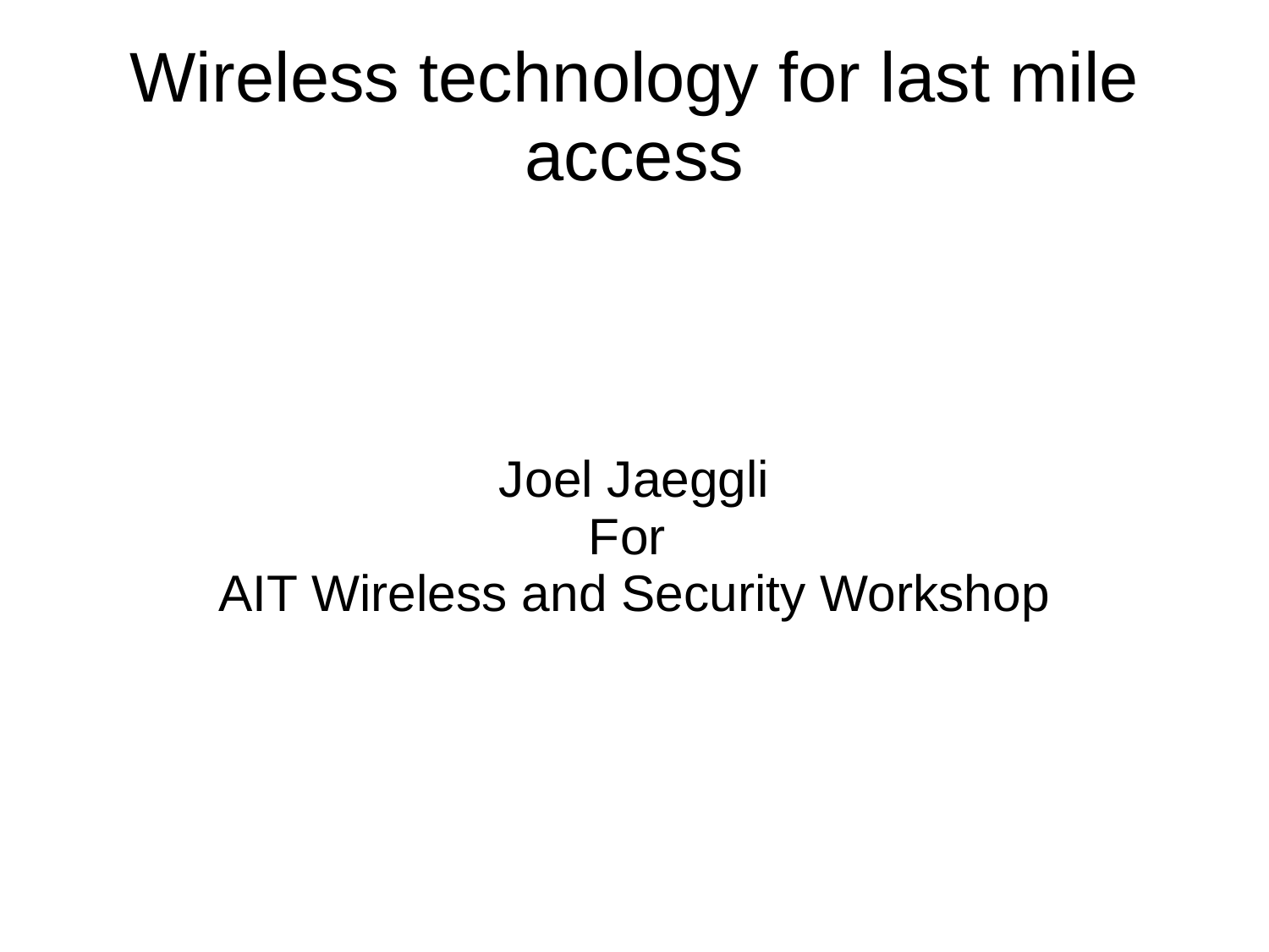# Wireless technology for last mile access

Joel Jaeggli
For
AIT Wireless and Security Workshop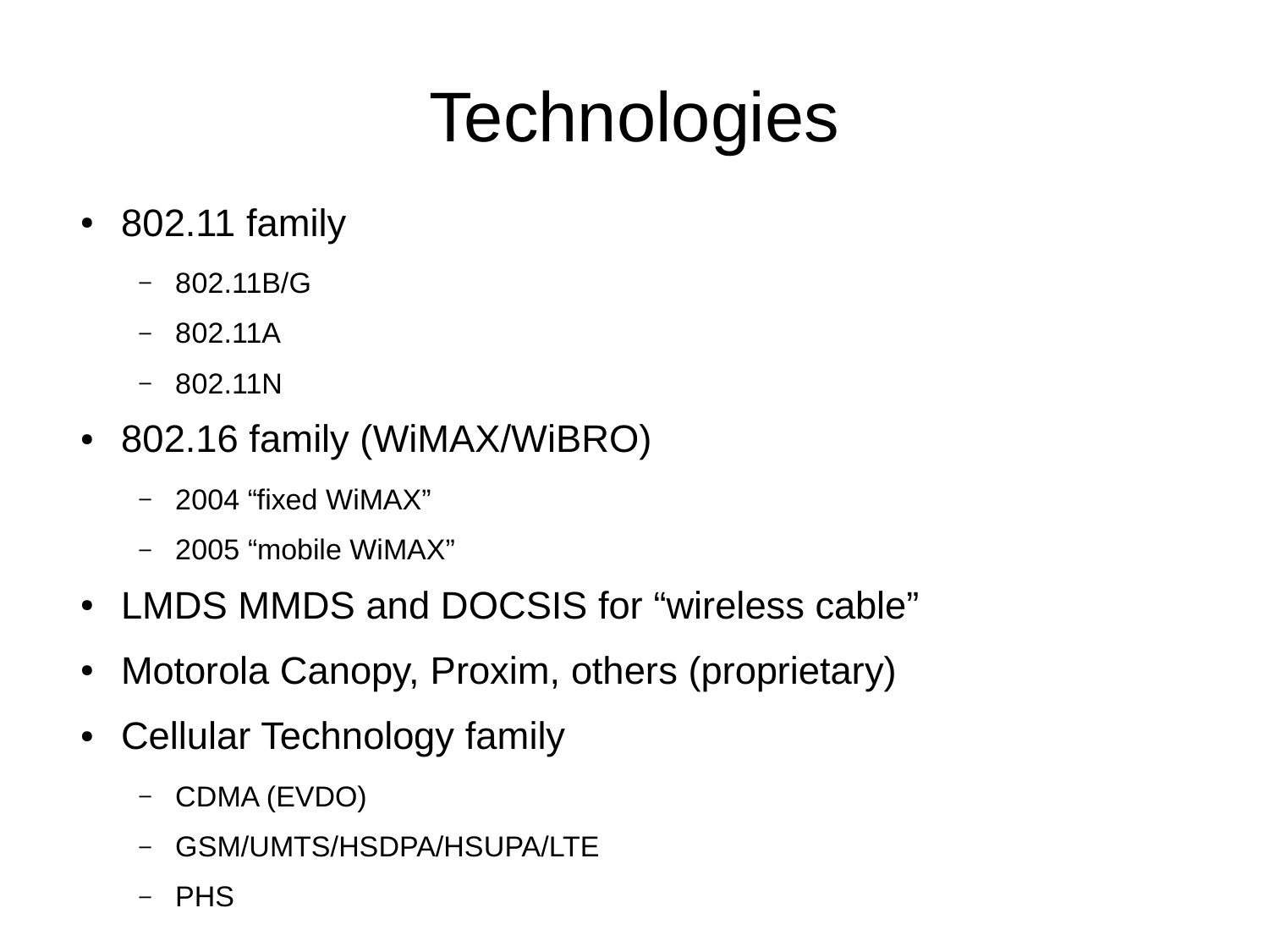# Technologies

- 802.11 family
  - 802.11B/G
  - 802.11A
  - 802.11N
- 802.16 family (WiMAX/WiBRO)
  - 2004 “fixed WiMAX”
  - 2005 “mobile WiMAX”
- LMDS MMDS and DOCSIS for “wireless cable”
- Motorola Canopy, Proxim, others (proprietary)
- Cellular Technology family
  - CDMA (EVDO)
  - GSM/UMTS/HSDPA/HSUPA/LTE
  - PHS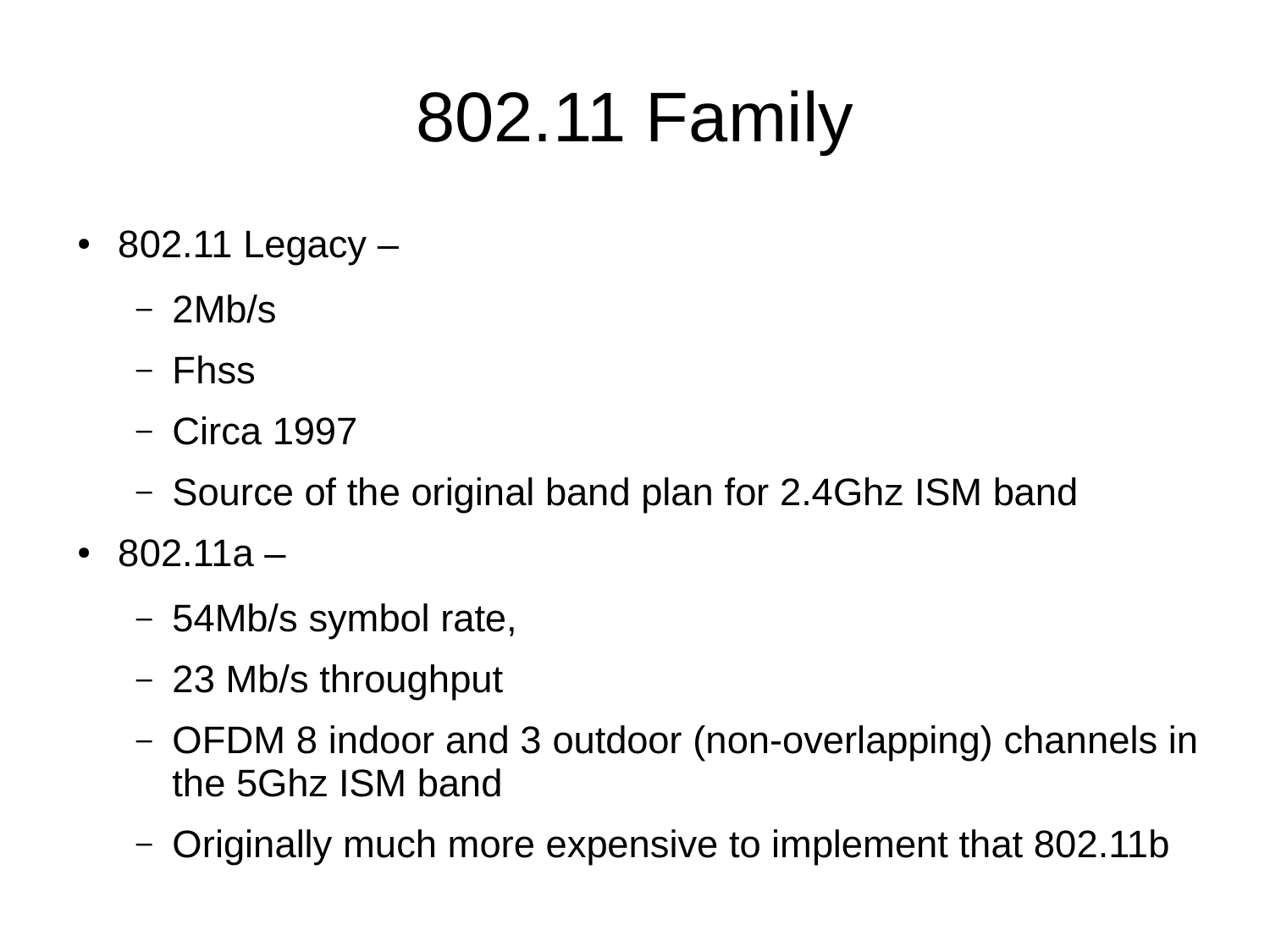# 802.11 Family

- 802.11 Legacy –
  - 2Mb/s
  - Fhss
  - Circa 1997
  - Source of the original band plan for 2.4Ghz ISM band
- 802.11a –
  - 54Mb/s symbol rate,
  - 23 Mb/s throughput
  - OFDM 8 indoor and 3 outdoor (non-overlapping) channels in the 5Ghz ISM band
  - Originally much more expensive to implement that 802.11b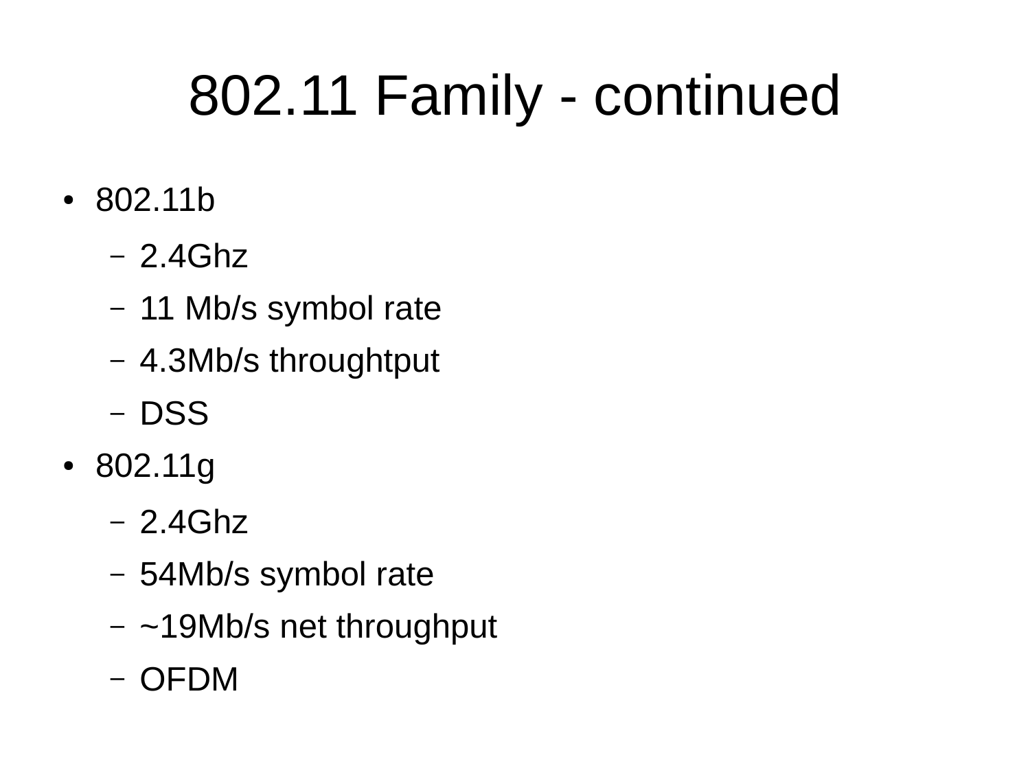# 802.11 Family - continued

- 802.11b
  - 2.4Ghz
  - 11 Mb/s symbol rate
  - 4.3Mb/s throughtput
  - DSS
- 802.11g
  - 2.4Ghz
  - 54Mb/s symbol rate
  - ~19Mb/s net throughput
  - OFDM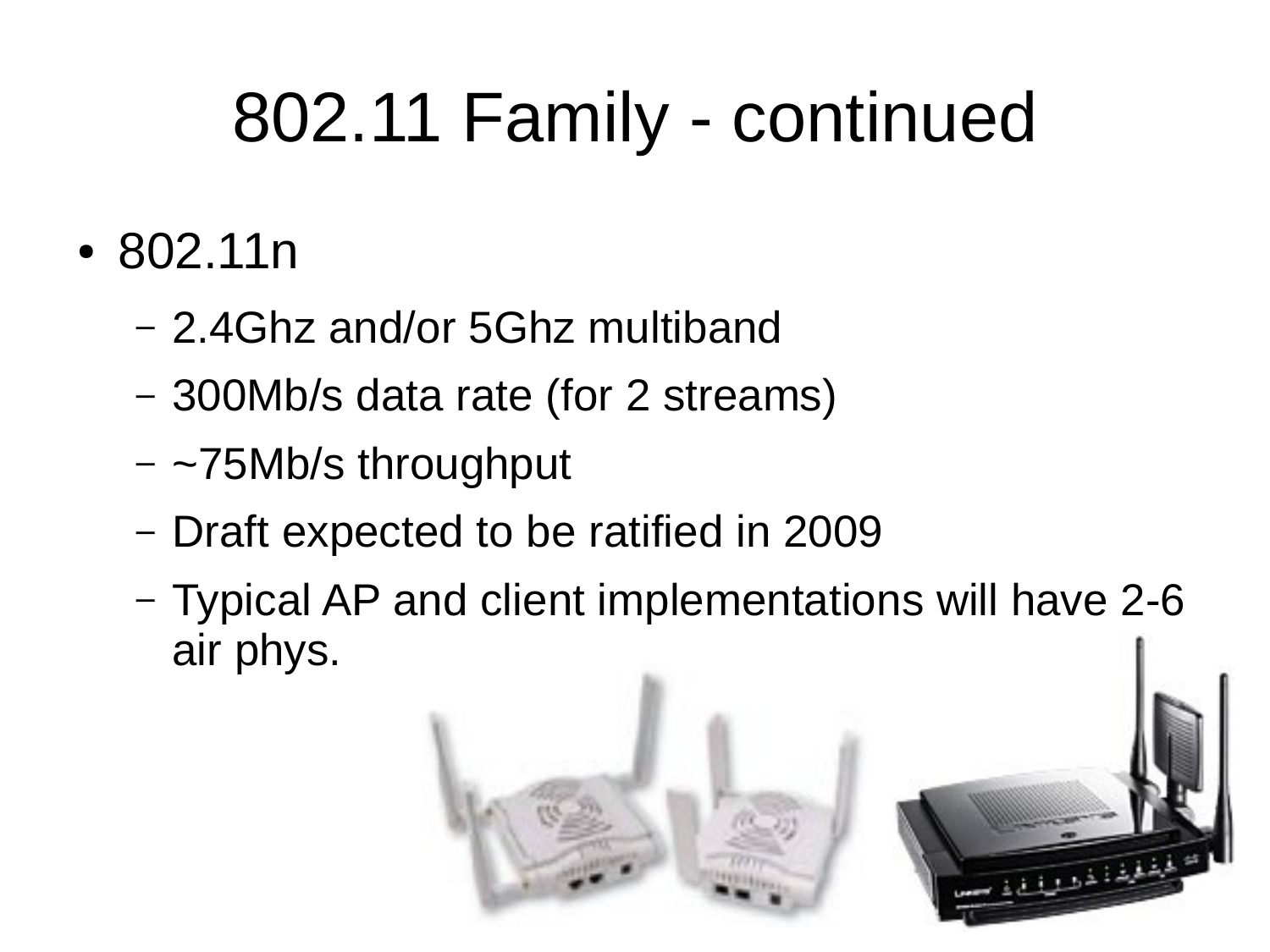# 802.11 Family - continued

- 802.11n
  - 2.4Ghz and/or 5Ghz multiband
  - 300Mb/s data rate (for 2 streams)
  - ~75Mb/s throughput
  - Draft expected to be ratified in 2009
  - Typical AP and client implementations will have 2-6 air phys.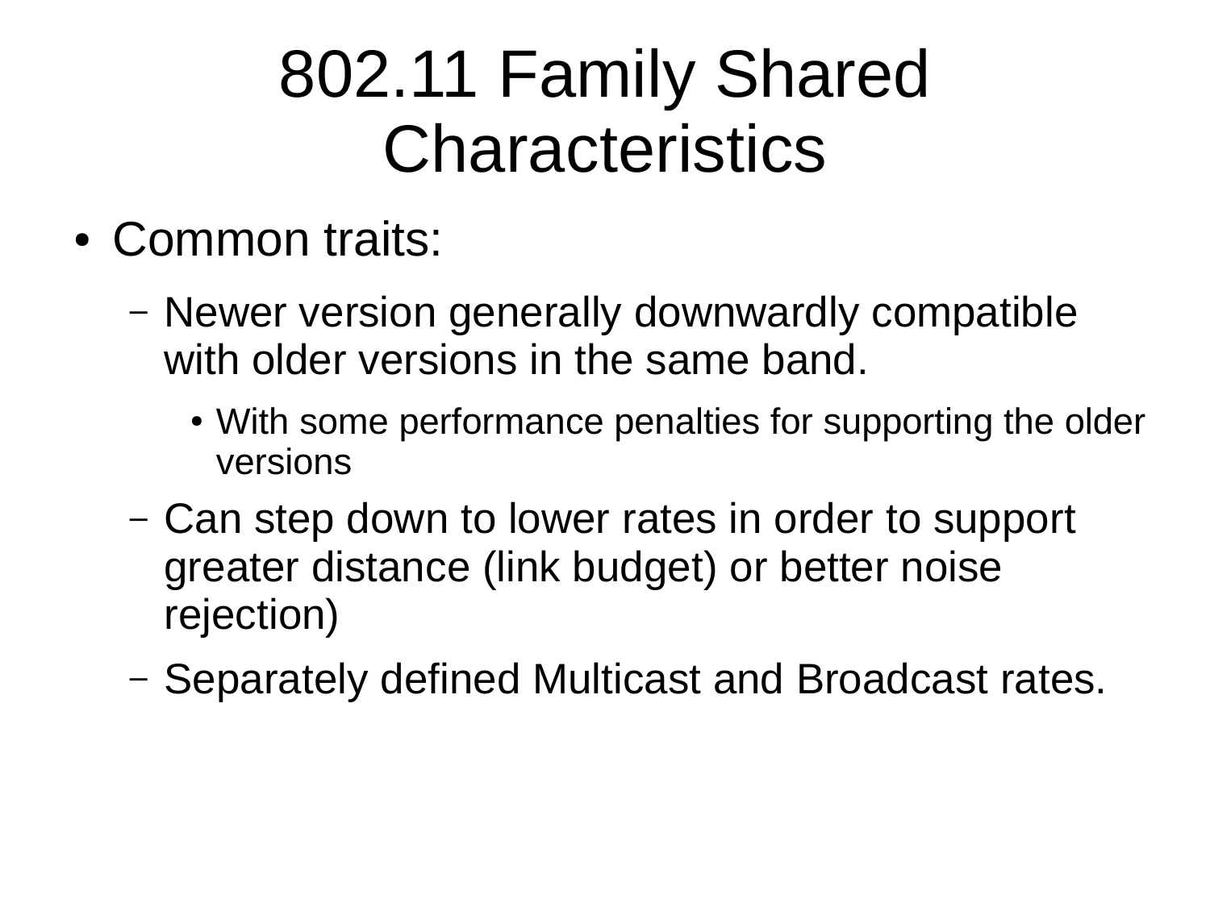# 802.11 Family Shared Characteristics

- Common traits:
  - Newer version generally downwardly compatible with older versions in the same band.
    - With some performance penalties for supporting the older versions
  - Can step down to lower rates in order to support greater distance (link budget) or better noise rejection)
  - Separately defined Multicast and Broadcast rates.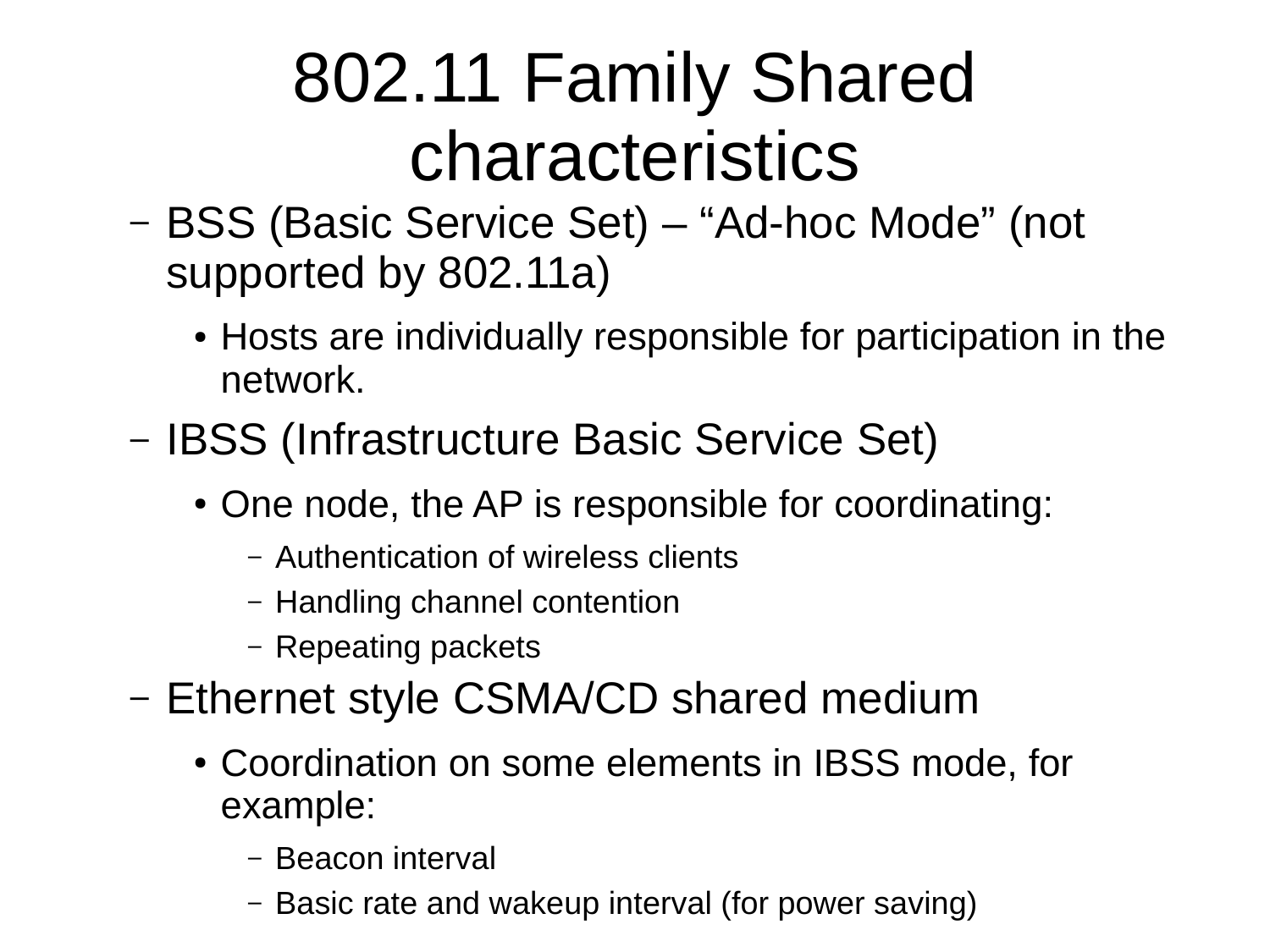# 802.11 Family Shared characteristics

- BSS (Basic Service Set) – “Ad-hoc Mode” (not supported by 802.11a)
  - Hosts are individually responsible for participation in the network.
- IBSS (Infrastructure Basic Service Set)
  - One node, the AP is responsible for coordinating:
    - Authentication of wireless clients
    - Handling channel contention
    - Repeating packets
- Ethernet style CSMA/CD shared medium
  - Coordination on some elements in IBSS mode, for example:
    - Beacon interval
    - Basic rate and wakeup interval (for power saving)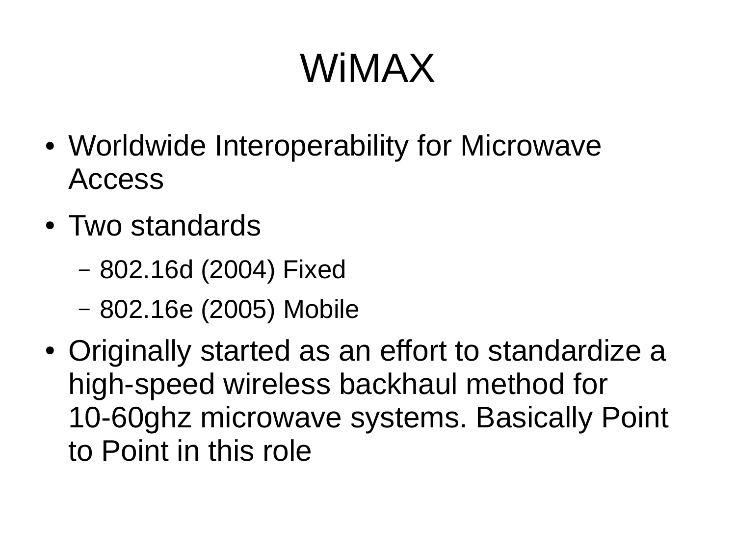# WiMAX

- Worldwide Interoperability for Microwave Access
- Two standards
  - 802.16d (2004) Fixed
  - 802.16e (2005) Mobile
- Originally started as an effort to standardize a high-speed wireless backhaul method for 10-60ghz microwave systems. Basically Point to Point in this role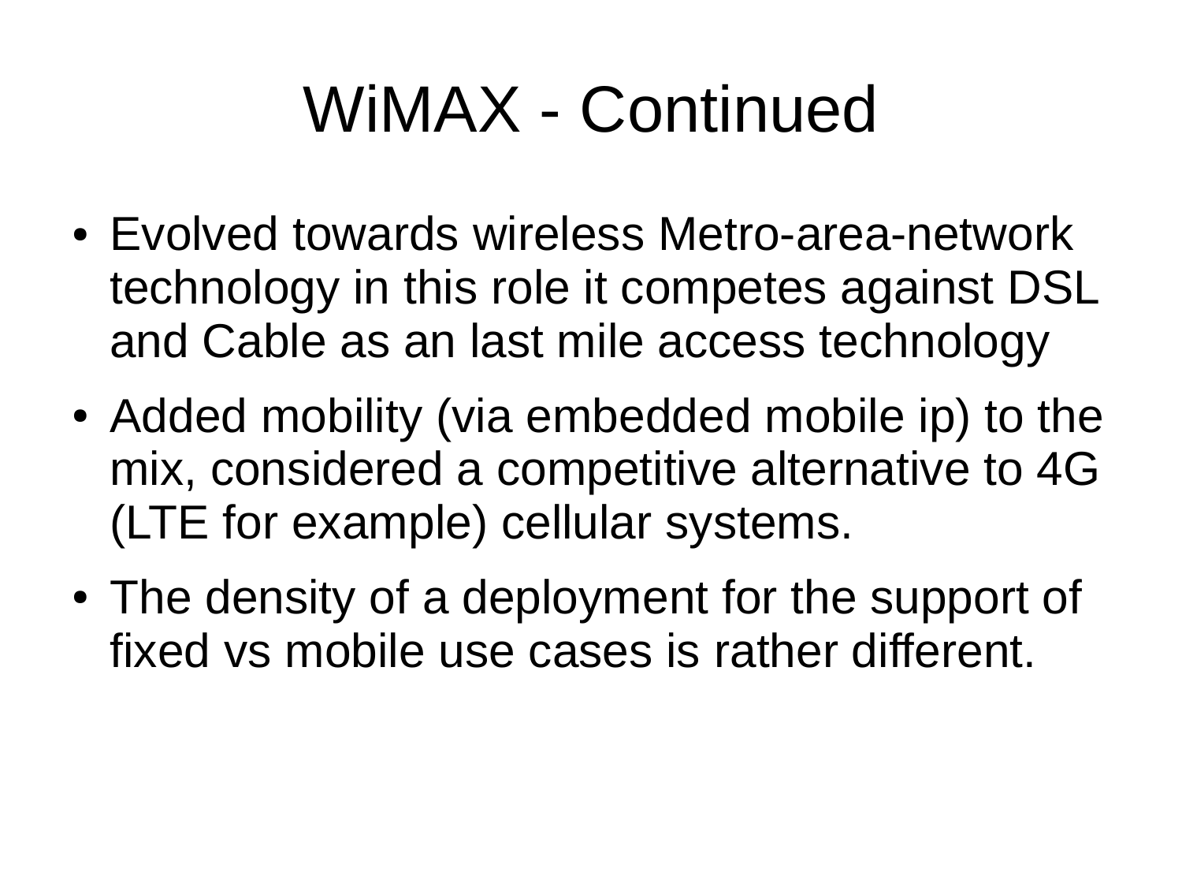# WiMAX - Continued

- Evolved towards wireless Metro-area-network technology in this role it competes against DSL and Cable as an last mile access technology
- Added mobility (via embedded mobile ip) to the mix, considered a competitive alternative to 4G (LTE for example) cellular systems.
- The density of a deployment for the support of fixed vs mobile use cases is rather different.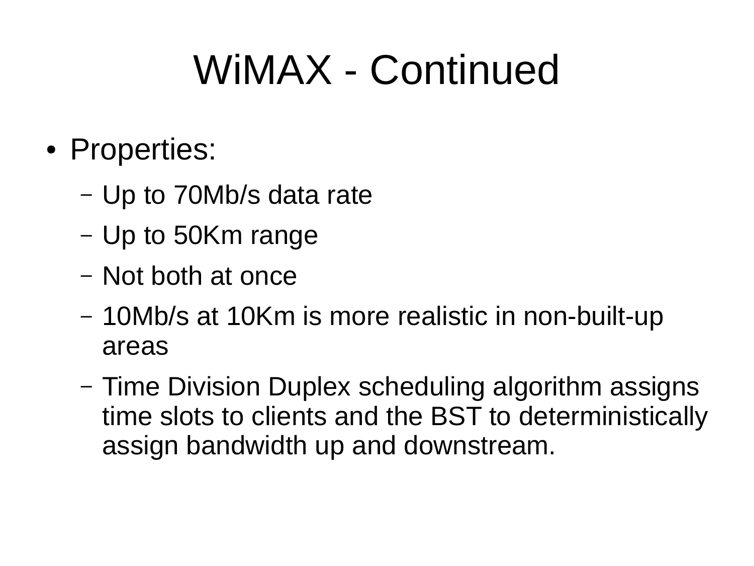# WiMAX - Continued

- Properties:
  - Up to 70Mb/s data rate
  - Up to 50Km range
  - Not both at once
  - 10Mb/s at 10Km is more realistic in non-built-up areas
  - Time Division Duplex scheduling algorithm assigns time slots to clients and the BST to deterministically assign bandwidth up and downstream.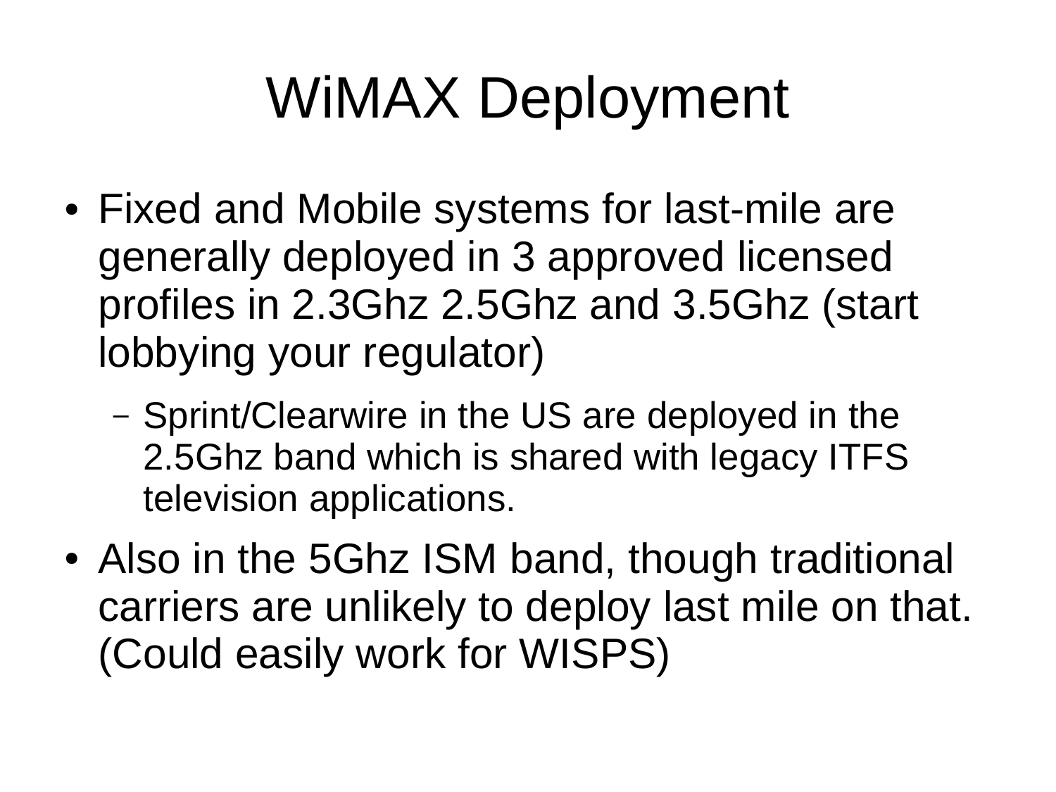# WiMAX Deployment

- Fixed and Mobile systems for last-mile are generally deployed in 3 approved licensed profiles in 2.3Ghz 2.5Ghz and 3.5Ghz (start lobbying your regulator)
  - Sprint/Clearwire in the US are deployed in the 2.5Ghz band which is shared with legacy ITFS television applications.
- Also in the 5Ghz ISM band, though traditional carriers are unlikely to deploy last mile on that. (Could easily work for WISPS)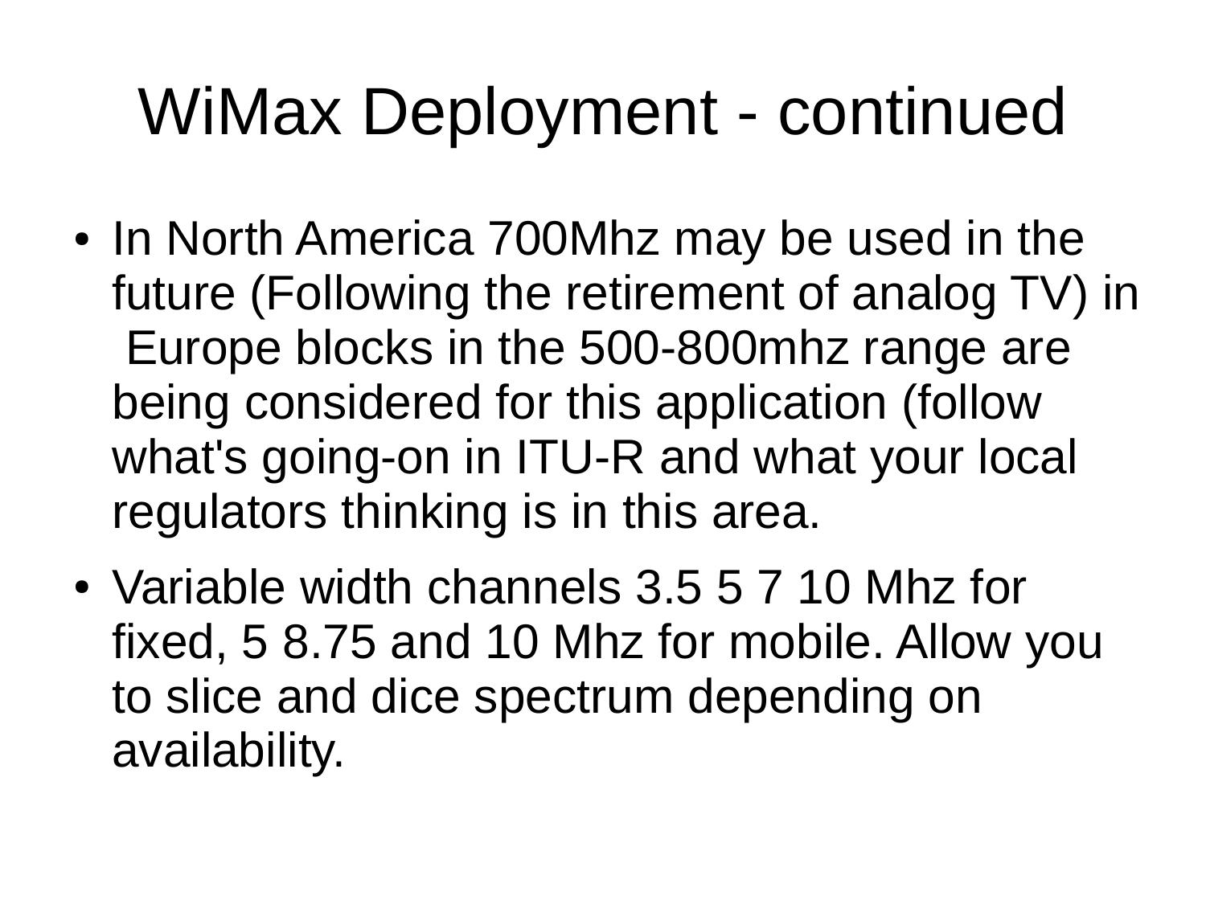# WiMax Deployment - continued

- In North America 700Mhz may be used in the future (Following the retirement of analog TV) in Europe blocks in the 500-800mhz range are being considered for this application (follow what's going-on in ITU-R and what your local regulators thinking is in this area.
- Variable width channels 3.5 5 7 10 Mhz for fixed, 5 8.75 and 10 Mhz for mobile. Allow you to slice and dice spectrum depending on availability.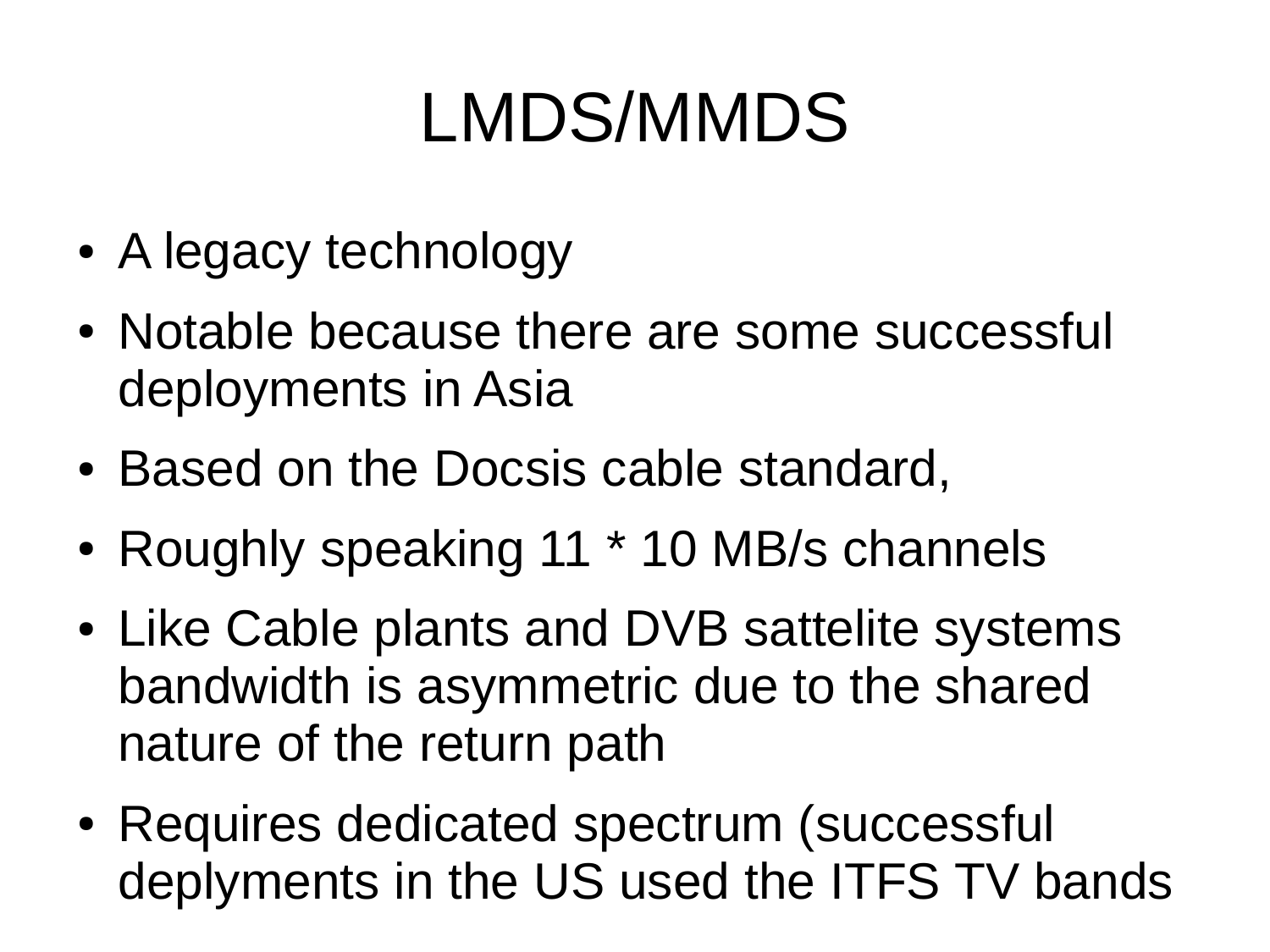# LMDS/MMDS

- A legacy technology
- Notable because there are some successful deployments in Asia
- Based on the Docsis cable standard,
- Roughly speaking 11 * 10 MB/s channels
- Like Cable plants and DVB sattelite systems bandwidth is asymmetric due to the shared nature of the return path
- Requires dedicated spectrum (successful deplyments in the US used the ITFS TV bands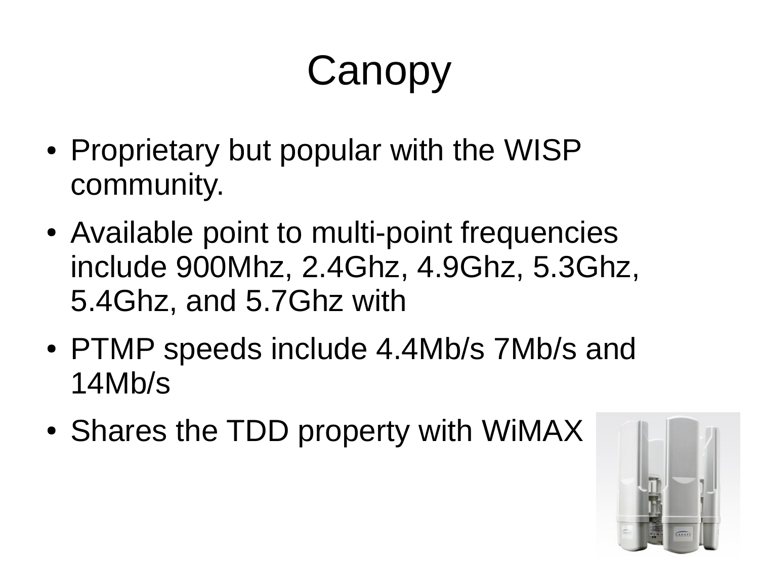# Canopy

- Proprietary but popular with the WISP community.
- Available point to multi-point frequencies include 900Mhz, 2.4Ghz, 4.9Ghz, 5.3Ghz, 5.4Ghz, and 5.7Ghz with
- PTMP speeds include 4.4Mb/s 7Mb/s and 14Mb/s
- Shares the TDD property with WiMAX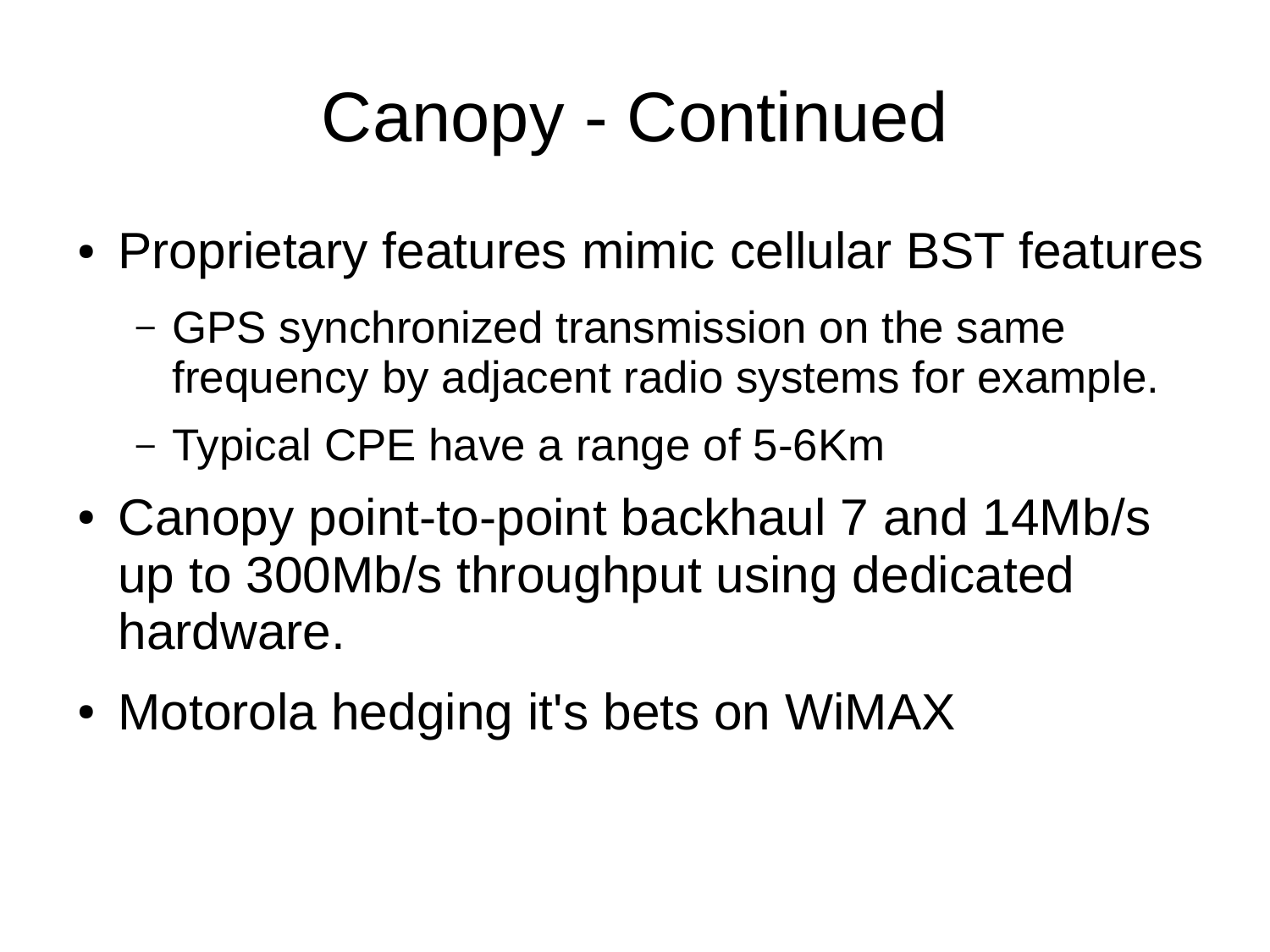# Canopy - Continued

- Proprietary features mimic cellular BST features
  - GPS synchronized transmission on the same frequency by adjacent radio systems for example.
  - Typical CPE have a range of 5-6Km
- Canopy point-to-point backhaul 7 and 14Mb/s up to 300Mb/s throughput using dedicated hardware.
- Motorola hedging it's bets on WiMAX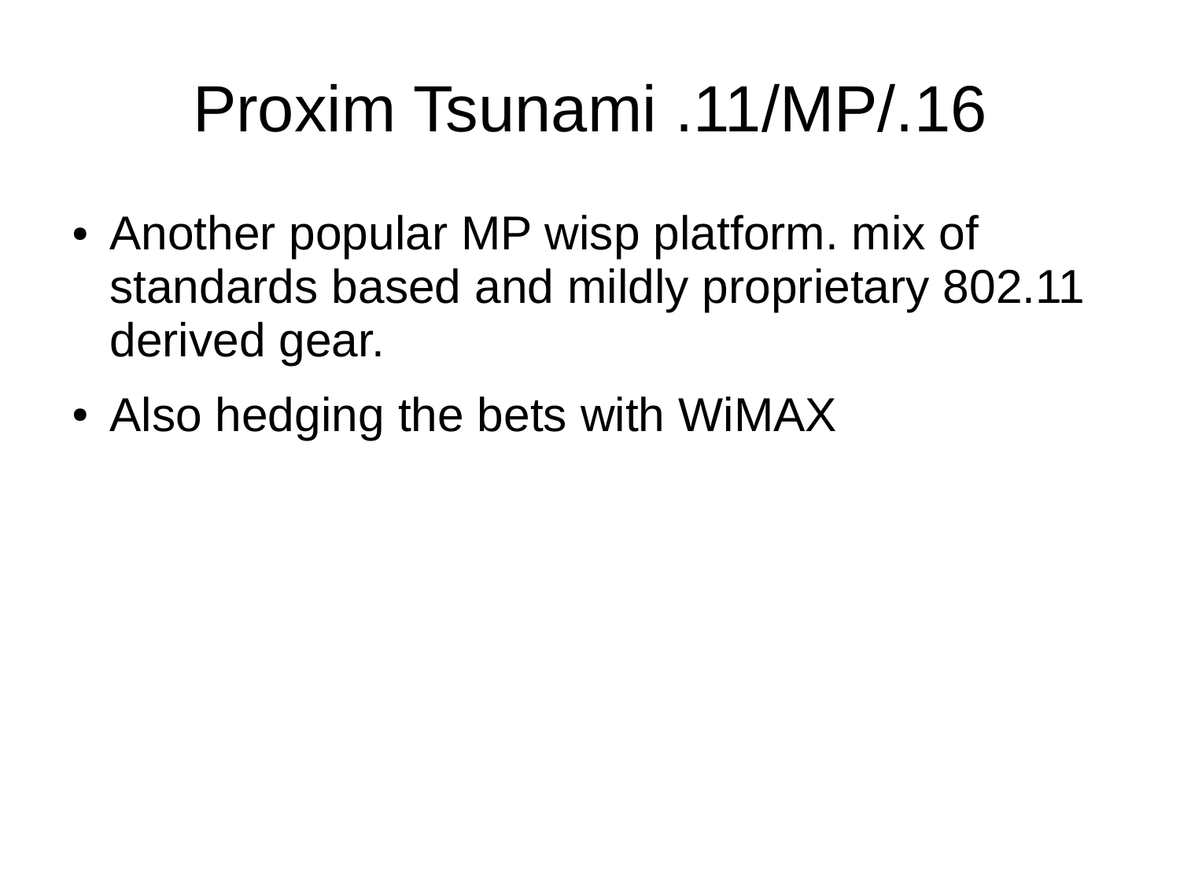# Proxim Tsunami .11/MP/.16

- Another popular MP wisp platform. mix of standards based and mildly proprietary 802.11 derived gear.
- Also hedging the bets with WiMAX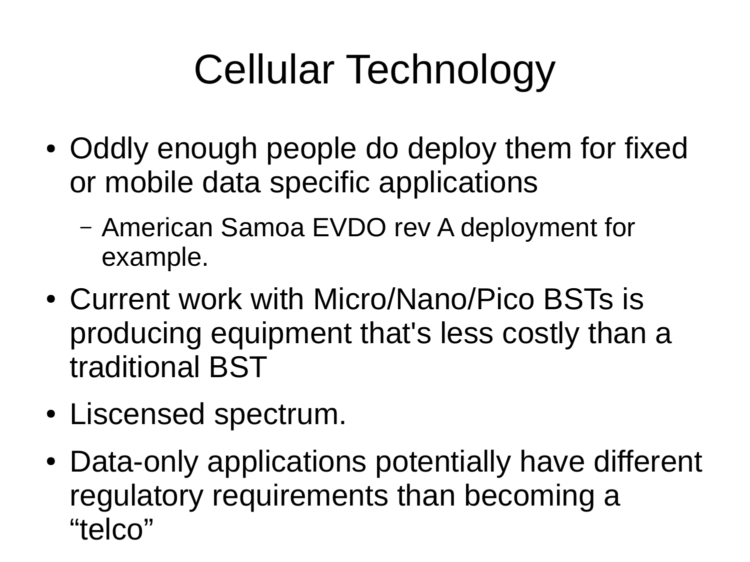# Cellular Technology

- Oddly enough people do deploy them for fixed or mobile data specific applications
  - American Samoa EVDO rev A deployment for example.
- Current work with Micro/Nano/Pico BSTs is producing equipment that's less costly than a traditional BST
- Liscensed spectrum.
- Data-only applications potentially have different regulatory requirements than becoming a “telco”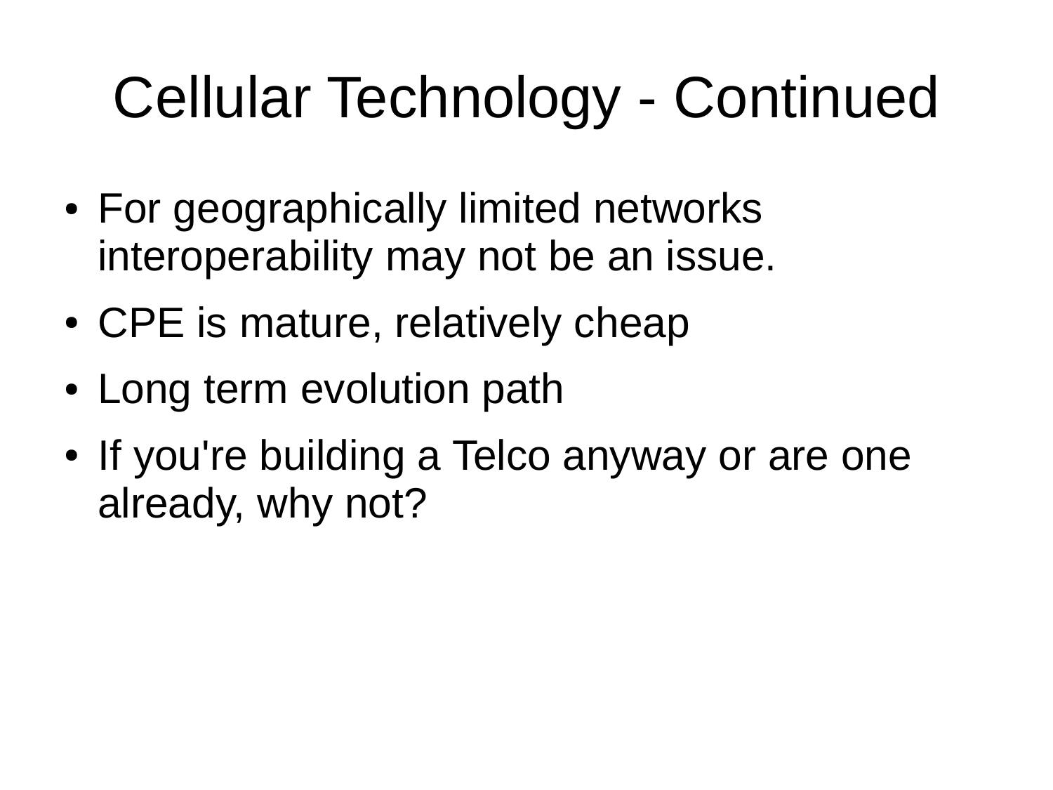# Cellular Technology - Continued

- For geographically limited networks interoperability may not be an issue.
- CPE is mature, relatively cheap
- Long term evolution path
- If you're building a Telco anyway or are one already, why not?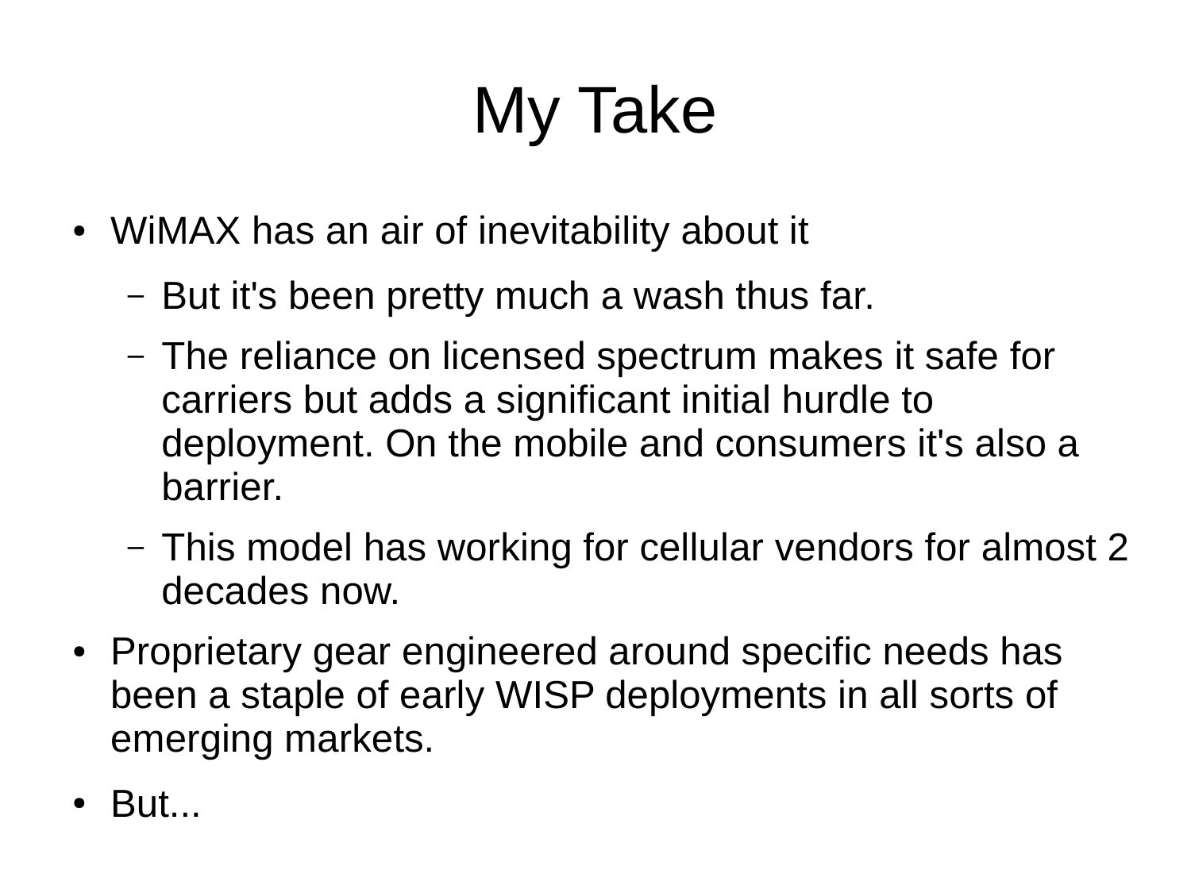# My Take

- WiMAX has an air of inevitability about it
  - But it's been pretty much a wash thus far.
  - The reliance on licensed spectrum makes it safe for carriers but adds a significant initial hurdle to deployment. On the mobile and consumers it's also a barrier.
  - This model has working for cellular vendors for almost 2 decades now.
- Proprietary gear engineered around specific needs has been a staple of early WISP deployments in all sorts of emerging markets.
- But...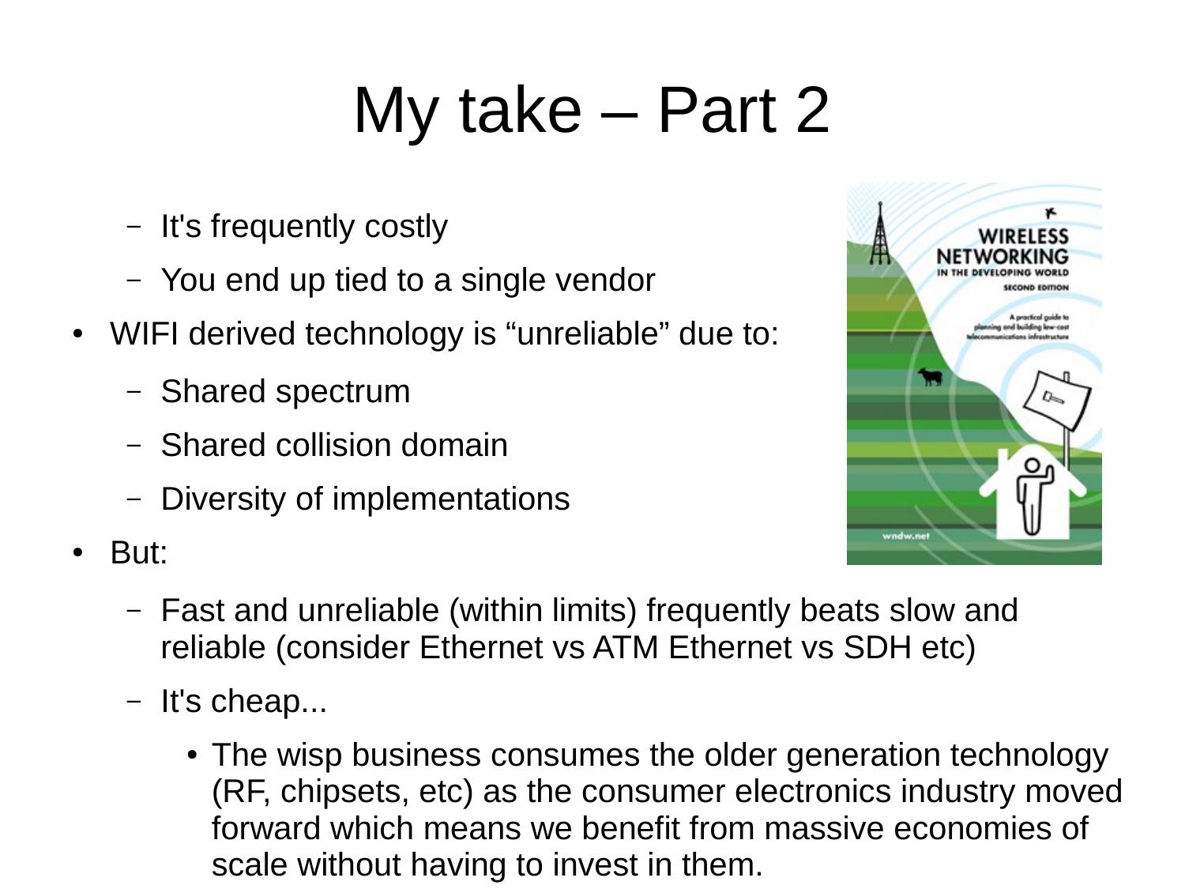# My take – Part 2

- It's frequently costly
- You end up tied to a single vendor

- WIFI derived technology is “unreliable” due to:
  - Shared spectrum
  - Shared collision domain
  - Diversity of implementations
- But:
  - Fast and unreliable (within limits) frequently beats slow and reliable (consider Ethernet vs ATM Ethernet vs SDH etc)
  - It's cheap...
    - The wisp business consumes the older generation technology (RF, chipsets, etc) as the consumer electronics industry moved forward which means we benefit from massive economies of scale without having to invest in them.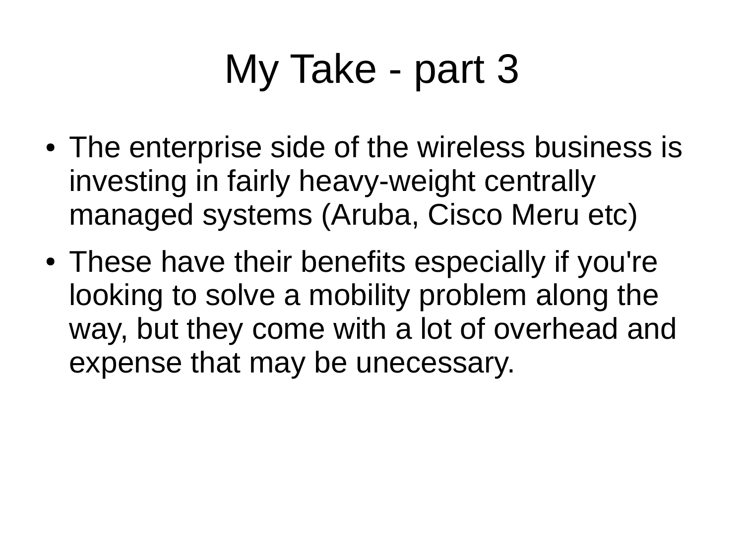# My Take - part 3

- The enterprise side of the wireless business is investing in fairly heavy-weight centrally managed systems (Aruba, Cisco Meru etc)
- These have their benefits especially if you're looking to solve a mobility problem along the way, but they come with a lot of overhead and expense that may be unecessary.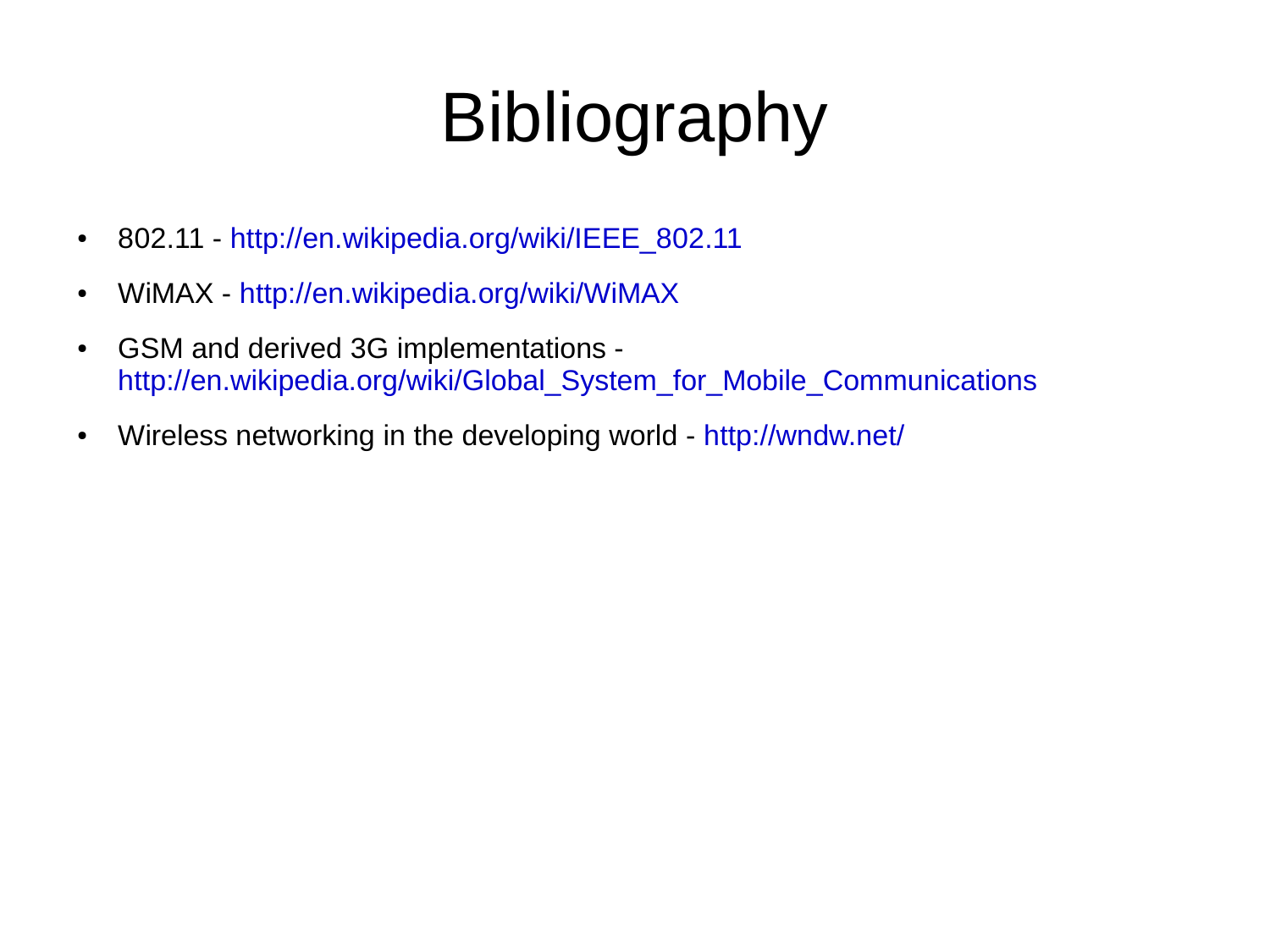# Bibliography

- 802.11 - http://en.wikipedia.org/wiki/IEEE_802.11
- WiMAX - http://en.wikipedia.org/wiki/WiMAX
- GSM and derived 3G implementations - http://en.wikipedia.org/wiki/Global_System_for_Mobile_Communications
- Wireless networking in the developing world - http://wndw.net/